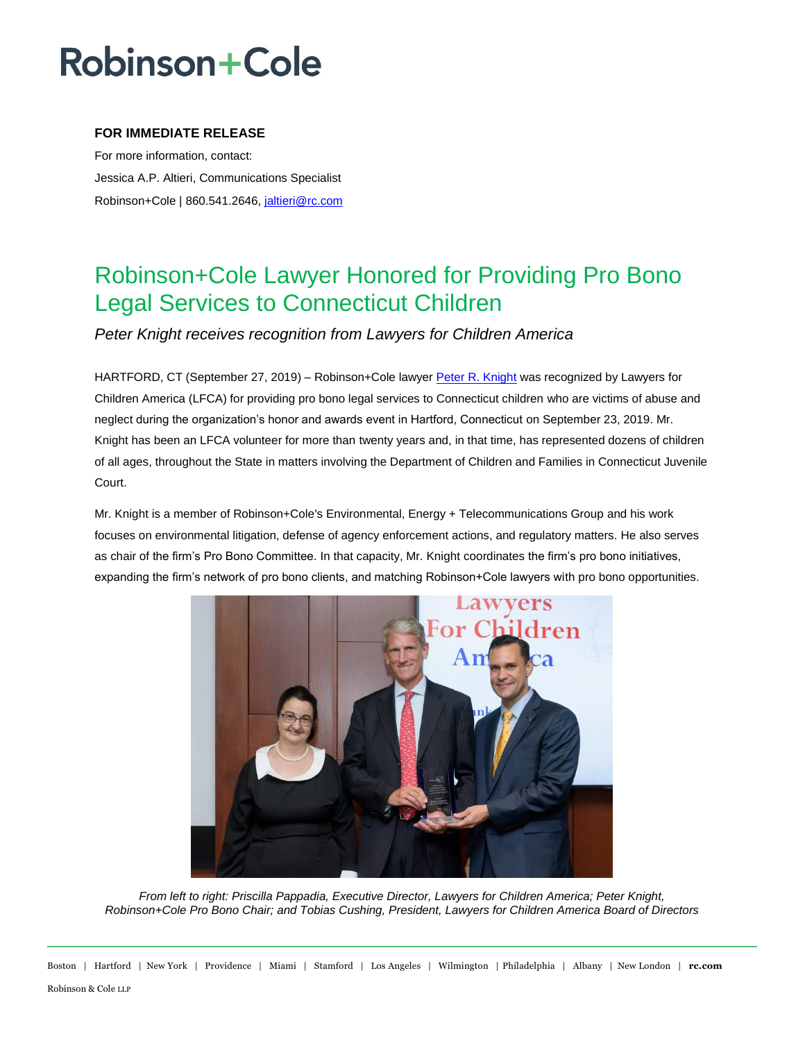# Robinson+Cole

**FOR IMMEDIATE RELEASE**

For more information, contact:

Jessica A.P. Altieri, Communications Specialist

Robinson+Cole | 860.541.2646, jaltieri@rc.com

## Robinson+Cole Lawyer Honored for Providing Pro Bono Legal Services to Connecticut Children

*Peter Knight receives recognition from Lawyers for Children America*

HARTFORD, CT (September 27, 2019) – Robinson+Cole lawyer Peter R. Knight was recognized by Lawyers for Children America (LFCA) for providing pro bono legal services to Connecticut children who are victims of abuse and neglect during the organization's honor and awards event in Hartford, Connecticut on September 23, 2019. Mr. Knight has been an LFCA volunteer for more than twenty years and, in that time, has represented dozens of children of all ages, throughout the State in matters involving the Department of Children and Families in Connecticut Juvenile Court.

Mr. Knight is a member of Robinson+Cole's Environmental, Energy + Telecommunications Group and his work focuses on environmental litigation, defense of agency enforcement actions, and regulatory matters. He also serves as chair of the firm's Pro Bono Committee. In that capacity, Mr. Knight coordinates the firm's pro bono initiatives, expanding the firm's network of pro bono clients, and matching Robinson+Cole lawyers with pro bono opportunities.

*From left to right: Priscilla Pappadia, Executive Director, Lawyers for Children America; Peter Knight, Robinson+Cole Pro Bono Chair; and Tobias Cushing, President, Lawyers for Children America Board of Directors*

Boston | Hartford | New York | Providence | Miami | Stamford | Los Angeles | Wilmington | Philadelphia | Albany | New London | **rc.com**

Robinson & Cole LLP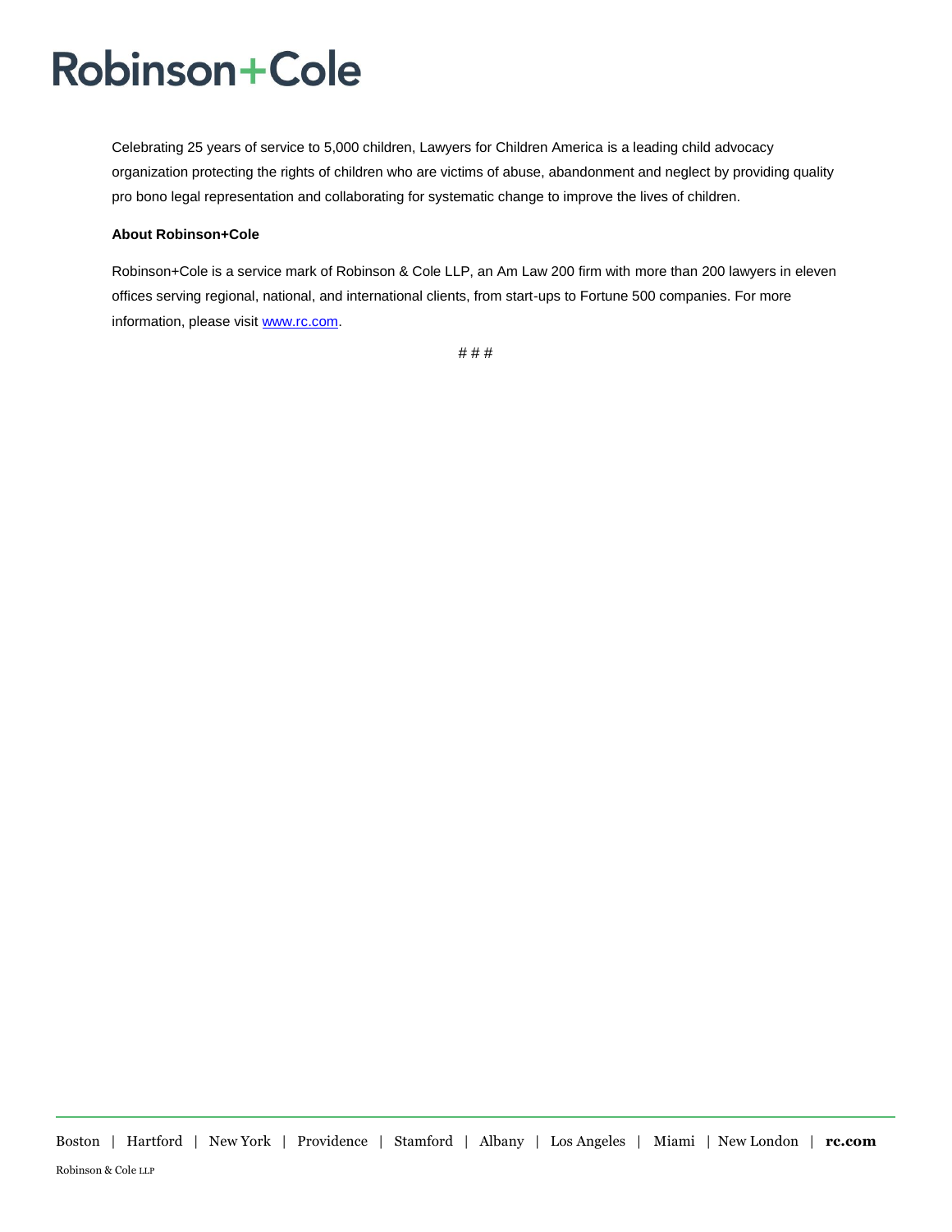Celebrating 25 years of service to 5,000 children, Lawyers for Children America is a leading child advocacy organization protecting the rights of children who are victims of abuse, abandonment and neglect by providing quality pro bono legal representation and collaborating for systematic change to improve the lives of children.

**About Robinson+Cole**

Robinson+Cole is a service mark of Robinson & Cole LLP, an Am Law 200 firm with more than 200 lawyers in eleven offices serving regional, national, and international clients, from start-ups to Fortune 500 companies. For more information, please visit [www.rc.com](http://www.rc.com).

# # #